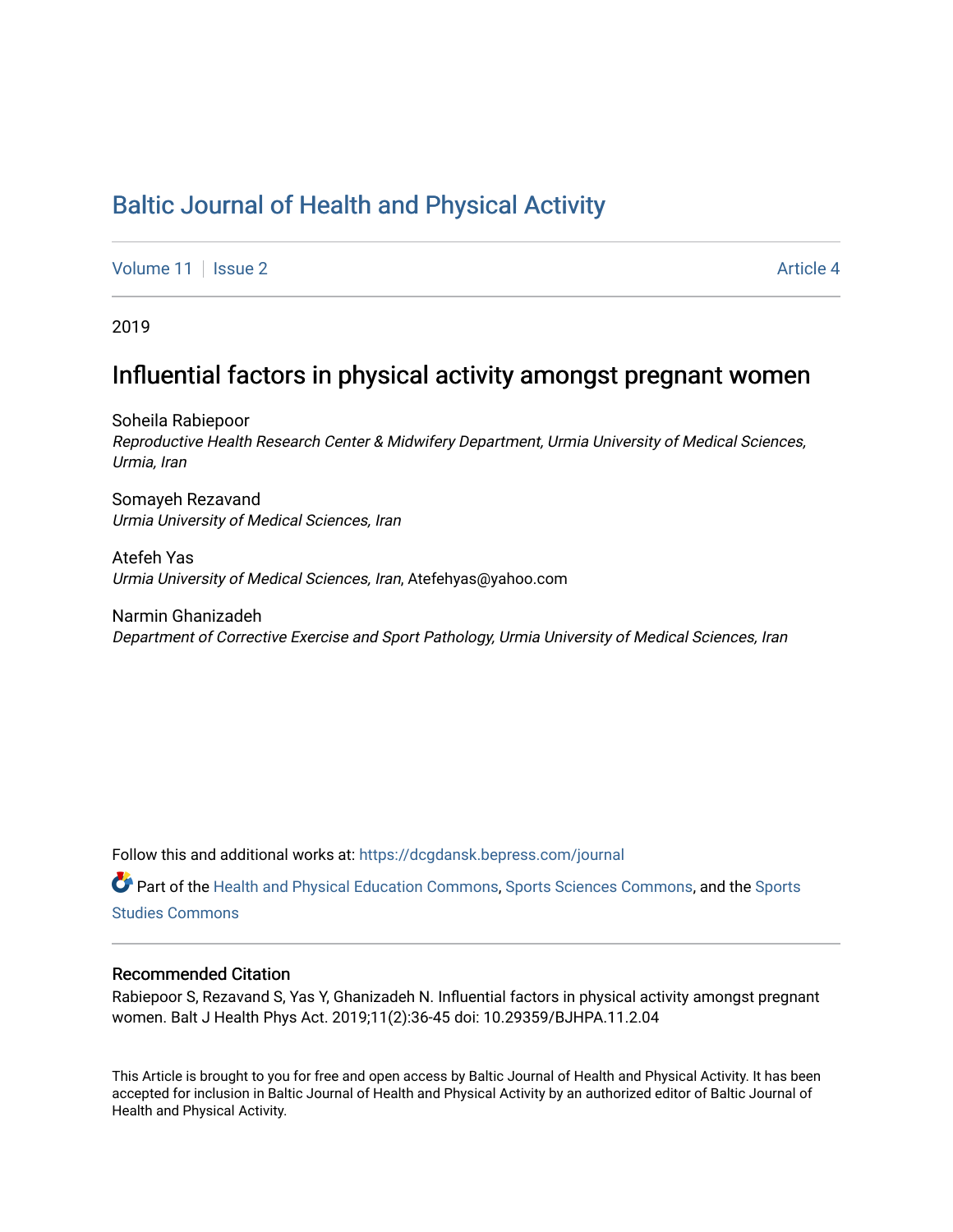# Baltic Journal of Health and Physical Activity

Volume 11 | Issue 2 — Article 4

2019

## Influential factors in physical activity amongst pregnant women

Soheila Rabiepoor
*Reproductive Health Research Center & Midwifery Department, Urmia University of Medical Sciences, Urmia, Iran*

Somayeh Rezavand
*Urmia University of Medical Sciences, Iran*

Atefeh Yas
*Urmia University of Medical Sciences, Iran*, Atefehyas@yahoo.com

Narmin Ghanizadeh
*Department of Corrective Exercise and Sport Pathology, Urmia University of Medical Sciences, Iran*

Follow this and additional works at: https://dcgdansk.bepress.com/journal

Part of the Health and Physical Education Commons, Sports Sciences Commons, and the Sports Studies Commons

### Recommended Citation

Rabiepoor S, Rezavand S, Yas Y, Ghanizadeh N. Influential factors in physical activity amongst pregnant women. Balt J Health Phys Act. 2019;11(2):36-45 doi: 10.29359/BJHPA.11.2.04

This Article is brought to you for free and open access by Baltic Journal of Health and Physical Activity. It has been accepted for inclusion in Baltic Journal of Health and Physical Activity by an authorized editor of Baltic Journal of Health and Physical Activity.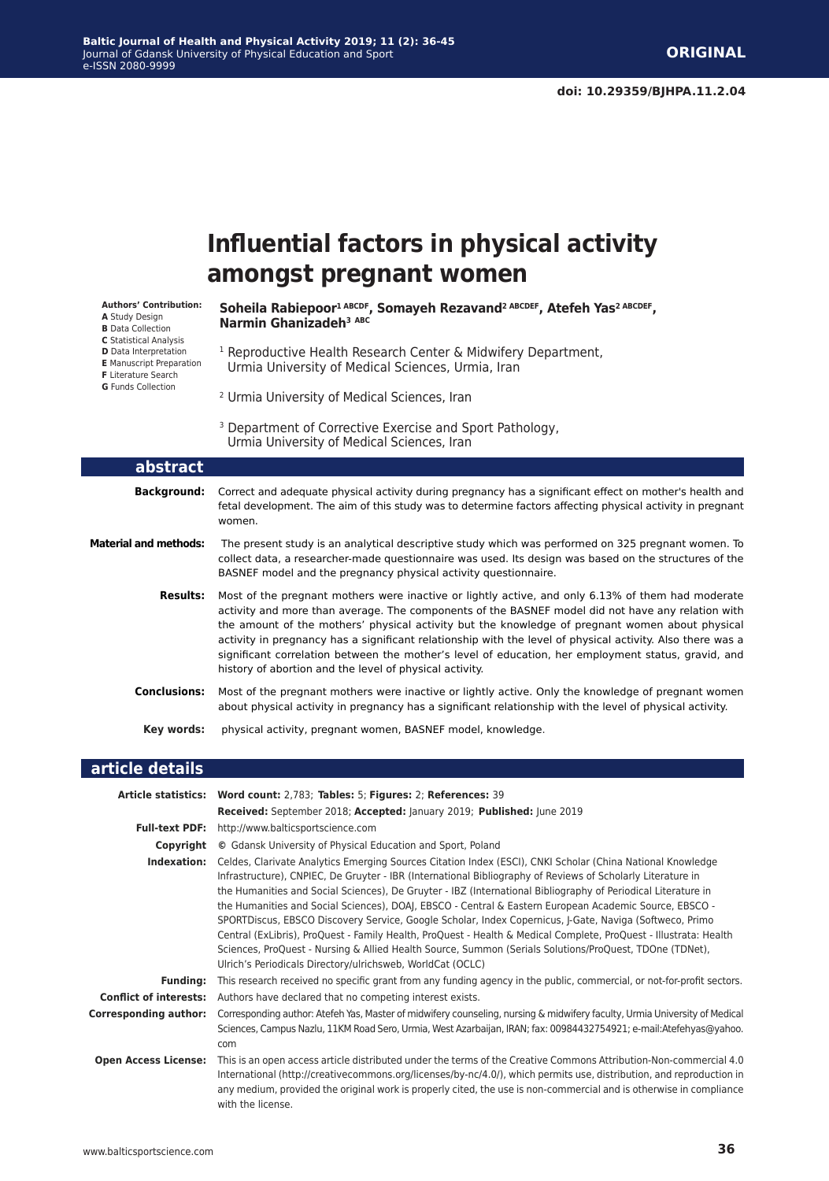**ORIGINAL**

doi: 10.29359/BJHPA.11.2.04

# Influential factors in physical activity amongst pregnant women

**Authors' Contribution:**
**A** Study Design
**B** Data Collection
**C** Statistical Analysis
**D** Data Interpretation
**E** Manuscript Preparation
**F** Literature Search
**G** Funds Collection

**Soheila Rabiepoor[1] ABCDF, Somayeh Rezavand[2] ABCDEF, Atefeh Yas[2] ABCDEF, Narmin Ghanizadeh[3] ABC**

[1] Reproductive Health Research Center & Midwifery Department, Urmia University of Medical Sciences, Urmia, Iran

[2] Urmia University of Medical Sciences, Iran

[3] Department of Corrective Exercise and Sport Pathology, Urmia University of Medical Sciences, Iran

## abstract

**Background:** Correct and adequate physical activity during pregnancy has a significant effect on mother's health and fetal development. The aim of this study was to determine factors affecting physical activity in pregnant women.

**Material and methods:** The present study is an analytical descriptive study which was performed on 325 pregnant women. To collect data, a researcher-made questionnaire was used. Its design was based on the structures of the BASNEF model and the pregnancy physical activity questionnaire.

**Results:** Most of the pregnant mothers were inactive or lightly active, and only 6.13% of them had moderate activity and more than average. The components of the BASNEF model did not have any relation with the amount of the mothers' physical activity but the knowledge of pregnant women about physical activity in pregnancy has a significant relationship with the level of physical activity. Also there was a significant correlation between the mother's level of education, her employment status, gravid, and history of abortion and the level of physical activity.

**Conclusions:** Most of the pregnant mothers were inactive or lightly active. Only the knowledge of pregnant women about physical activity in pregnancy has a significant relationship with the level of physical activity.

**Key words:** physical activity, pregnant women, BASNEF model, knowledge.

## article details

**Article statistics:** **Word count:** 2,783; **Tables:** 5; **Figures:** 2; **References:** 39
**Received:** September 2018; **Accepted:** January 2019; **Published:** June 2019

**Full-text PDF:** http://www.balticsportscience.com

**Copyright** © Gdansk University of Physical Education and Sport, Poland

**Indexation:** Celdes, Clarivate Analytics Emerging Sources Citation Index (ESCI), CNKI Scholar (China National Knowledge Infrastructure), CNPIEC, De Gruyter - IBR (International Bibliography of Reviews of Scholarly Literature in the Humanities and Social Sciences), De Gruyter - IBZ (International Bibliography of Periodical Literature in the Humanities and Social Sciences), DOAJ, EBSCO - Central & Eastern European Academic Source, EBSCO - SPORTDiscus, EBSCO Discovery Service, Google Scholar, Index Copernicus, J-Gate, Naviga (Softweco, Primo Central (ExLibris), ProQuest - Family Health, ProQuest - Health & Medical Complete, ProQuest - Illustrata: Health Sciences, ProQuest - Nursing & Allied Health Source, Summon (Serials Solutions/ProQuest, TDOne (TDNet), Ulrich's Periodicals Directory/ulrichsweb, WorldCat (OCLC)

**Funding:** This research received no specific grant from any funding agency in the public, commercial, or not-for-profit sectors.

**Conflict of interests:** Authors have declared that no competing interest exists.

**Corresponding author:** Corresponding author: Atefeh Yas, Master of midwifery counseling, nursing & midwifery faculty, Urmia University of Medical Sciences, Campus Nazlu, 11KM Road Sero, Urmia, West Azarbaijan, IRAN; fax: 00984432754921; e-mail:Atefehyas@yahoo.com

**Open Access License:** This is an open access article distributed under the terms of the Creative Commons Attribution-Non-commercial 4.0 International (http://creativecommons.org/licenses/by-nc/4.0/), which permits use, distribution, and reproduction in any medium, provided the original work is properly cited, the use is non-commercial and is otherwise in compliance with the license.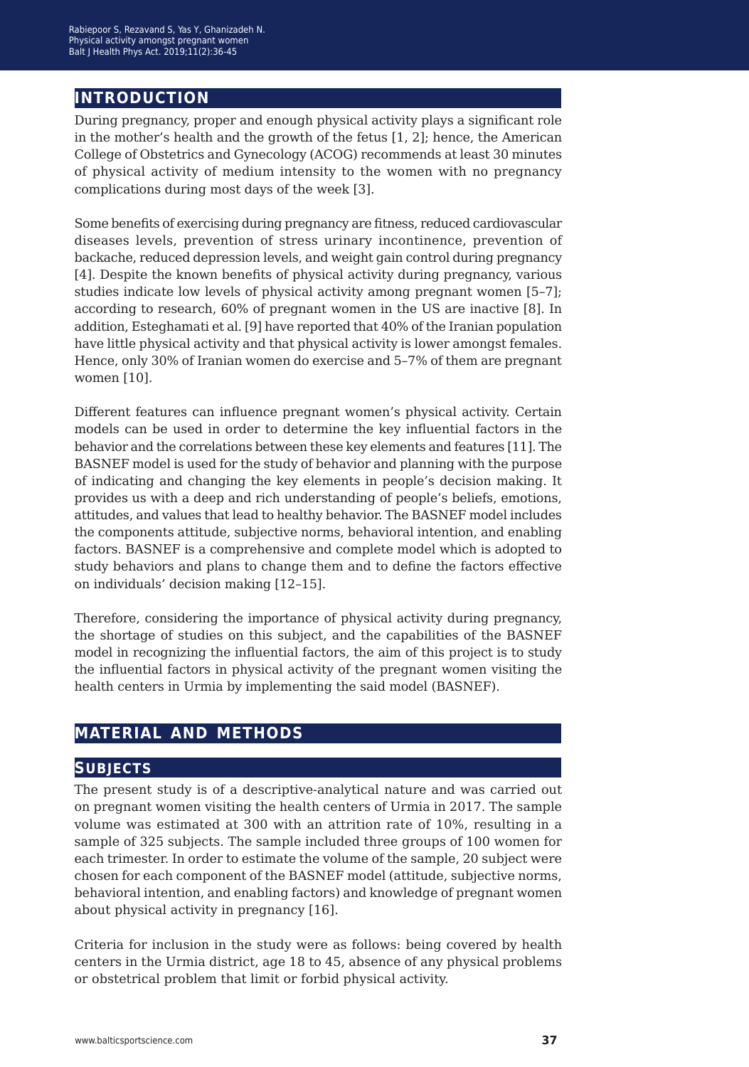## INTRODUCTION

During pregnancy, proper and enough physical activity plays a significant role in the mother's health and the growth of the fetus [1, 2]; hence, the American College of Obstetrics and Gynecology (ACOG) recommends at least 30 minutes of physical activity of medium intensity to the women with no pregnancy complications during most days of the week [3].

Some benefits of exercising during pregnancy are fitness, reduced cardiovascular diseases levels, prevention of stress urinary incontinence, prevention of backache, reduced depression levels, and weight gain control during pregnancy [4]. Despite the known benefits of physical activity during pregnancy, various studies indicate low levels of physical activity among pregnant women [5–7]; according to research, 60% of pregnant women in the US are inactive [8]. In addition, Esteghamati et al. [9] have reported that 40% of the Iranian population have little physical activity and that physical activity is lower amongst females. Hence, only 30% of Iranian women do exercise and 5–7% of them are pregnant women [10].

Different features can influence pregnant women's physical activity. Certain models can be used in order to determine the key influential factors in the behavior and the correlations between these key elements and features [11]. The BASNEF model is used for the study of behavior and planning with the purpose of indicating and changing the key elements in people's decision making. It provides us with a deep and rich understanding of people's beliefs, emotions, attitudes, and values that lead to healthy behavior. The BASNEF model includes the components attitude, subjective norms, behavioral intention, and enabling factors. BASNEF is a comprehensive and complete model which is adopted to study behaviors and plans to change them and to define the factors effective on individuals' decision making [12–15].

Therefore, considering the importance of physical activity during pregnancy, the shortage of studies on this subject, and the capabilities of the BASNEF model in recognizing the influential factors, the aim of this project is to study the influential factors in physical activity of the pregnant women visiting the health centers in Urmia by implementing the said model (BASNEF).

## MATERIAL AND METHODS

### SUBJECTS

The present study is of a descriptive-analytical nature and was carried out on pregnant women visiting the health centers of Urmia in 2017. The sample volume was estimated at 300 with an attrition rate of 10%, resulting in a sample of 325 subjects. The sample included three groups of 100 women for each trimester. In order to estimate the volume of the sample, 20 subject were chosen for each component of the BASNEF model (attitude, subjective norms, behavioral intention, and enabling factors) and knowledge of pregnant women about physical activity in pregnancy [16].

Criteria for inclusion in the study were as follows: being covered by health centers in the Urmia district, age 18 to 45, absence of any physical problems or obstetrical problem that limit or forbid physical activity.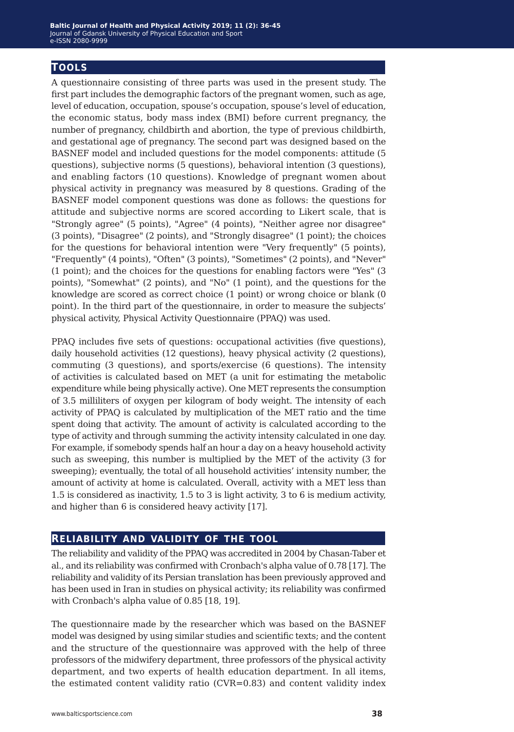## Tools

A questionnaire consisting of three parts was used in the present study. The first part includes the demographic factors of the pregnant women, such as age, level of education, occupation, spouse's occupation, spouse's level of education, the economic status, body mass index (BMI) before current pregnancy, the number of pregnancy, childbirth and abortion, the type of previous childbirth, and gestational age of pregnancy. The second part was designed based on the BASNEF model and included questions for the model components: attitude (5 questions), subjective norms (5 questions), behavioral intention (3 questions), and enabling factors (10 questions). Knowledge of pregnant women about physical activity in pregnancy was measured by 8 questions. Grading of the BASNEF model component questions was done as follows: the questions for attitude and subjective norms are scored according to Likert scale, that is "Strongly agree" (5 points), "Agree" (4 points), "Neither agree nor disagree" (3 points), "Disagree" (2 points), and "Strongly disagree" (1 point); the choices for the questions for behavioral intention were "Very frequently" (5 points), "Frequently" (4 points), "Often" (3 points), "Sometimes" (2 points), and "Never" (1 point); and the choices for the questions for enabling factors were "Yes" (3 points), "Somewhat" (2 points), and "No" (1 point), and the questions for the knowledge are scored as correct choice (1 point) or wrong choice or blank (0 point). In the third part of the questionnaire, in order to measure the subjects' physical activity, Physical Activity Questionnaire (PPAQ) was used.

PPAQ includes five sets of questions: occupational activities (five questions), daily household activities (12 questions), heavy physical activity (2 questions), commuting (3 questions), and sports/exercise (6 questions). The intensity of activities is calculated based on MET (a unit for estimating the metabolic expenditure while being physically active). One MET represents the consumption of 3.5 milliliters of oxygen per kilogram of body weight. The intensity of each activity of PPAQ is calculated by multiplication of the MET ratio and the time spent doing that activity. The amount of activity is calculated according to the type of activity and through summing the activity intensity calculated in one day. For example, if somebody spends half an hour a day on a heavy household activity such as sweeping, this number is multiplied by the MET of the activity (3 for sweeping); eventually, the total of all household activities' intensity number, the amount of activity at home is calculated. Overall, activity with a MET less than 1.5 is considered as inactivity, 1.5 to 3 is light activity, 3 to 6 is medium activity, and higher than 6 is considered heavy activity [17].

## Reliability and validity of the tool

The reliability and validity of the PPAQ was accredited in 2004 by Chasan-Taber et al., and its reliability was confirmed with Cronbach's alpha value of 0.78 [17]. The reliability and validity of its Persian translation has been previously approved and has been used in Iran in studies on physical activity; its reliability was confirmed with Cronbach's alpha value of 0.85 [18, 19].

The questionnaire made by the researcher which was based on the BASNEF model was designed by using similar studies and scientific texts; and the content and the structure of the questionnaire was approved with the help of three professors of the midwifery department, three professors of the physical activity department, and two experts of health education department. In all items, the estimated content validity ratio (CVR=0.83) and content validity index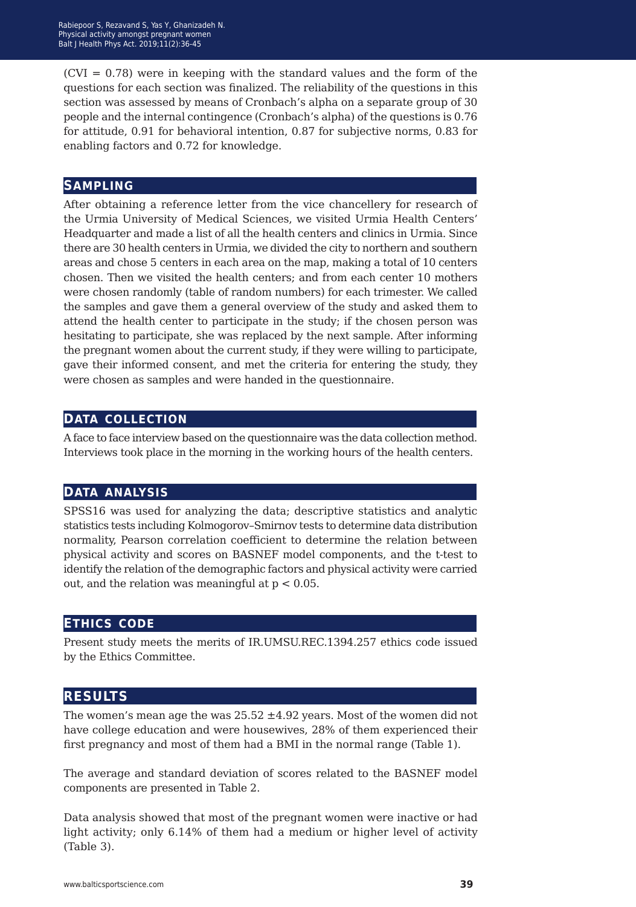(CVI = 0.78) were in keeping with the standard values and the form of the questions for each section was finalized. The reliability of the questions in this section was assessed by means of Cronbach's alpha on a separate group of 30 people and the internal contingence (Cronbach's alpha) of the questions is 0.76 for attitude, 0.91 for behavioral intention, 0.87 for subjective norms, 0.83 for enabling factors and 0.72 for knowledge.

## Sampling

After obtaining a reference letter from the vice chancellery for research of the Urmia University of Medical Sciences, we visited Urmia Health Centers' Headquarter and made a list of all the health centers and clinics in Urmia. Since there are 30 health centers in Urmia, we divided the city to northern and southern areas and chose 5 centers in each area on the map, making a total of 10 centers chosen. Then we visited the health centers; and from each center 10 mothers were chosen randomly (table of random numbers) for each trimester. We called the samples and gave them a general overview of the study and asked them to attend the health center to participate in the study; if the chosen person was hesitating to participate, she was replaced by the next sample. After informing the pregnant women about the current study, if they were willing to participate, gave their informed consent, and met the criteria for entering the study, they were chosen as samples and were handed in the questionnaire.

## Data collection

A face to face interview based on the questionnaire was the data collection method. Interviews took place in the morning in the working hours of the health centers.

## Data analysis

SPSS16 was used for analyzing the data; descriptive statistics and analytic statistics tests including Kolmogorov–Smirnov tests to determine data distribution normality, Pearson correlation coefficient to determine the relation between physical activity and scores on BASNEF model components, and the t-test to identify the relation of the demographic factors and physical activity were carried out, and the relation was meaningful at $p < 0.05$.

## Ethics code

Present study meets the merits of IR.UMSU.REC.1394.257 ethics code issued by the Ethics Committee.

## Results

The women's mean age the was 25.52 ±4.92 years. Most of the women did not have college education and were housewives, 28% of them experienced their first pregnancy and most of them had a BMI in the normal range (Table 1).

The average and standard deviation of scores related to the BASNEF model components are presented in Table 2.

Data analysis showed that most of the pregnant women were inactive or had light activity; only 6.14% of them had a medium or higher level of activity (Table 3).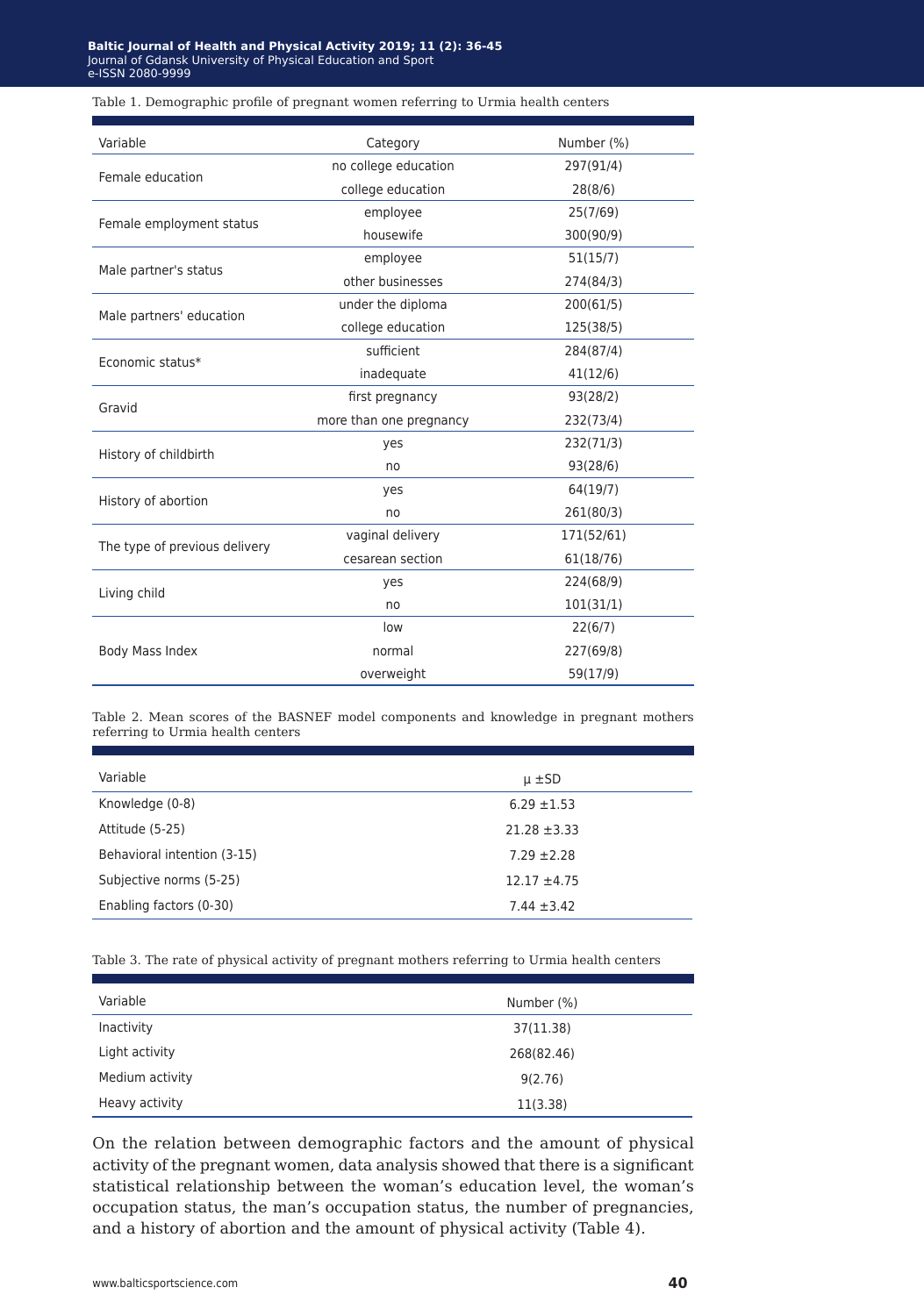Table 1. Demographic profile of pregnant women referring to Urmia health centers

| Variable | Category | Number (%) |
|---|---|---|
| Female education | no college education | 297(91/4) |
| | college education | 28(8/6) |
| Female employment status | employee | 25(7/69) |
| | housewife | 300(90/9) |
| Male partner's status | employee | 51(15/7) |
| | other businesses | 274(84/3) |
| Male partners' education | under the diploma | 200(61/5) |
| | college education | 125(38/5) |
| Economic status* | sufficient | 284(87/4) |
| | inadequate | 41(12/6) |
| Gravid | first pregnancy | 93(28/2) |
| | more than one pregnancy | 232(73/4) |
| History of childbirth | yes | 232(71/3) |
| | no | 93(28/6) |
| History of abortion | yes | 64(19/7) |
| | no | 261(80/3) |
| The type of previous delivery | vaginal delivery | 171(52/61) |
| | cesarean section | 61(18/76) |
| Living child | yes | 224(68/9) |
| | no | 101(31/1) |
| Body Mass Index | low | 22(6/7) |
| | normal | 227(69/8) |
| | overweight | 59(17/9) |

Table 2. Mean scores of the BASNEF model components and knowledge in pregnant mothers referring to Urmia health centers

| Variable | μ ±SD |
|---|---|
| Knowledge (0-8) | 6.29 ±1.53 |
| Attitude (5-25) | 21.28 ±3.33 |
| Behavioral intention (3-15) | 7.29 ±2.28 |
| Subjective norms (5-25) | 12.17 ±4.75 |
| Enabling factors (0-30) | 7.44 ±3.42 |

Table 3. The rate of physical activity of pregnant mothers referring to Urmia health centers

| Variable | Number (%) |
|---|---|
| Inactivity | 37(11.38) |
| Light activity | 268(82.46) |
| Medium activity | 9(2.76) |
| Heavy activity | 11(3.38) |

On the relation between demographic factors and the amount of physical activity of the pregnant women, data analysis showed that there is a significant statistical relationship between the woman's education level, the woman's occupation status, the man's occupation status, the number of pregnancies, and a history of abortion and the amount of physical activity (Table 4).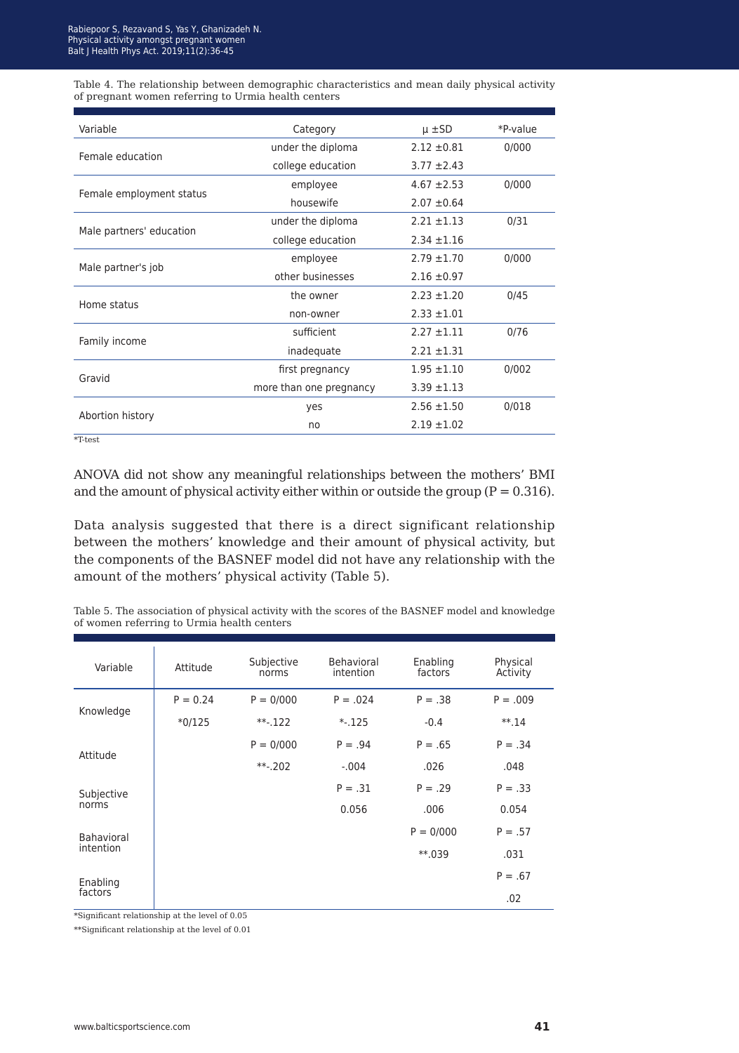Table 4. The relationship between demographic characteristics and mean daily physical activity of pregnant women referring to Urmia health centers

| Variable | Category | μ ±SD | *P-value |
|---|---|---|---|
| Female education | under the diploma | 2.12 ±0.81 | 0/000 |
| | college education | 3.77 ±2.43 | |
| Female employment status | employee | 4.67 ±2.53 | 0/000 |
| | housewife | 2.07 ±0.64 | |
| Male partners' education | under the diploma | 2.21 ±1.13 | 0/31 |
| | college education | 2.34 ±1.16 | |
| Male partner's job | employee | 2.79 ±1.70 | 0/000 |
| | other businesses | 2.16 ±0.97 | |
| Home status | the owner | 2.23 ±1.20 | 0/45 |
| | non-owner | 2.33 ±1.01 | |
| Family income | sufficient | 2.27 ±1.11 | 0/76 |
| | inadequate | 2.21 ±1.31 | |
| Gravid | first pregnancy | 1.95 ±1.10 | 0/002 |
| | more than one pregnancy | 3.39 ±1.13 | |
| Abortion history | yes | 2.56 ±1.50 | 0/018 |
| | no | 2.19 ±1.02 | |

*T-test

ANOVA did not show any meaningful relationships between the mothers' BMI and the amount of physical activity either within or outside the group (P = 0.316).

Data analysis suggested that there is a direct significant relationship between the mothers' knowledge and their amount of physical activity, but the components of the BASNEF model did not have any relationship with the amount of the mothers' physical activity (Table 5).

Table 5. The association of physical activity with the scores of the BASNEF model and knowledge of women referring to Urmia health centers

| Variable | Attitude | Subjective norms | Behavioral intention | Enabling factors | Physical Activity |
|---|---|---|---|---|---|
| Knowledge | P = 0.24 | P = 0/000 | P = .024 | P = .38 | P = .009 |
| | *0/125 | **-.122 | *-.125 | -0.4 | **.14 |
| Attitude | | P = 0/000 | P = .94 | P = .65 | P = .34 |
| | | **-.202 | -.004 | .026 | .048 |
| Subjective norms | | | P = .31 | P = .29 | P = .33 |
| | | | 0.056 | .006 | 0.054 |
| Bahavioral intention | | | | P = 0/000 | P = .57 |
| | | | | **.039 | .031 |
| Enabling factors | | | | | P = .67 |
| | | | | | .02 |

*Significant relationship at the level of 0.05

**Significant relationship at the level of 0.01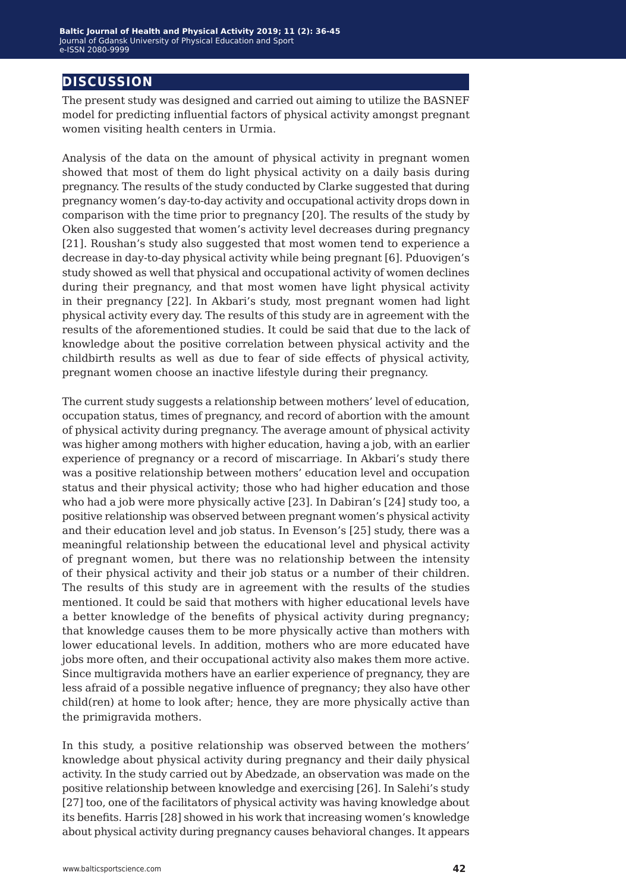## DISCUSSION

The present study was designed and carried out aiming to utilize the BASNEF model for predicting influential factors of physical activity amongst pregnant women visiting health centers in Urmia.

Analysis of the data on the amount of physical activity in pregnant women showed that most of them do light physical activity on a daily basis during pregnancy. The results of the study conducted by Clarke suggested that during pregnancy women's day-to-day activity and occupational activity drops down in comparison with the time prior to pregnancy [20]. The results of the study by Oken also suggested that women's activity level decreases during pregnancy [21]. Roushan's study also suggested that most women tend to experience a decrease in day-to-day physical activity while being pregnant [6]. Pduovigen's study showed as well that physical and occupational activity of women declines during their pregnancy, and that most women have light physical activity in their pregnancy [22]. In Akbari's study, most pregnant women had light physical activity every day. The results of this study are in agreement with the results of the aforementioned studies. It could be said that due to the lack of knowledge about the positive correlation between physical activity and the childbirth results as well as due to fear of side effects of physical activity, pregnant women choose an inactive lifestyle during their pregnancy.

The current study suggests a relationship between mothers' level of education, occupation status, times of pregnancy, and record of abortion with the amount of physical activity during pregnancy. The average amount of physical activity was higher among mothers with higher education, having a job, with an earlier experience of pregnancy or a record of miscarriage. In Akbari's study there was a positive relationship between mothers' education level and occupation status and their physical activity; those who had higher education and those who had a job were more physically active [23]. In Dabiran's [24] study too, a positive relationship was observed between pregnant women's physical activity and their education level and job status. In Evenson's [25] study, there was a meaningful relationship between the educational level and physical activity of pregnant women, but there was no relationship between the intensity of their physical activity and their job status or a number of their children. The results of this study are in agreement with the results of the studies mentioned. It could be said that mothers with higher educational levels have a better knowledge of the benefits of physical activity during pregnancy; that knowledge causes them to be more physically active than mothers with lower educational levels. In addition, mothers who are more educated have jobs more often, and their occupational activity also makes them more active. Since multigravida mothers have an earlier experience of pregnancy, they are less afraid of a possible negative influence of pregnancy; they also have other child(ren) at home to look after; hence, they are more physically active than the primigravida mothers.

In this study, a positive relationship was observed between the mothers' knowledge about physical activity during pregnancy and their daily physical activity. In the study carried out by Abedzade, an observation was made on the positive relationship between knowledge and exercising [26]. In Salehi's study [27] too, one of the facilitators of physical activity was having knowledge about its benefits. Harris [28] showed in his work that increasing women's knowledge about physical activity during pregnancy causes behavioral changes. It appears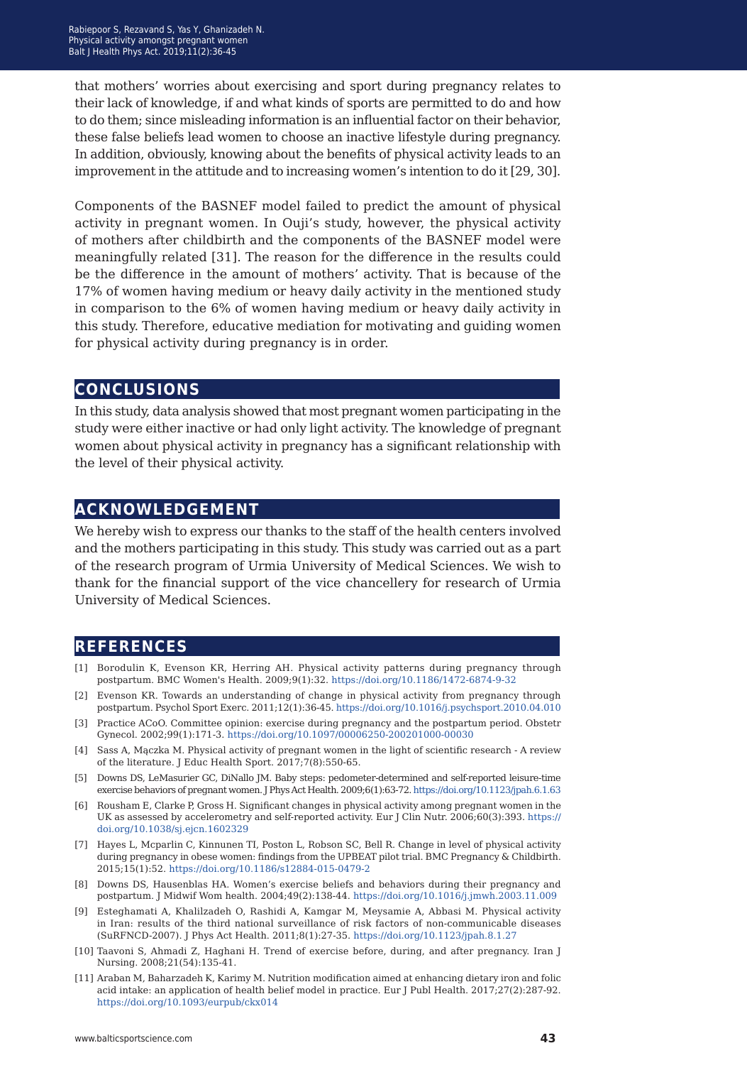that mothers' worries about exercising and sport during pregnancy relates to their lack of knowledge, if and what kinds of sports are permitted to do and how to do them; since misleading information is an influential factor on their behavior, these false beliefs lead women to choose an inactive lifestyle during pregnancy. In addition, obviously, knowing about the benefits of physical activity leads to an improvement in the attitude and to increasing women's intention to do it [29, 30].

Components of the BASNEF model failed to predict the amount of physical activity in pregnant women. In Ouji's study, however, the physical activity of mothers after childbirth and the components of the BASNEF model were meaningfully related [31]. The reason for the difference in the results could be the difference in the amount of mothers' activity. That is because of the 17% of women having medium or heavy daily activity in the mentioned study in comparison to the 6% of women having medium or heavy daily activity in this study. Therefore, educative mediation for motivating and guiding women for physical activity during pregnancy is in order.

## CONCLUSIONS

In this study, data analysis showed that most pregnant women participating in the study were either inactive or had only light activity. The knowledge of pregnant women about physical activity in pregnancy has a significant relationship with the level of their physical activity.

## ACKNOWLEDGEMENT

We hereby wish to express our thanks to the staff of the health centers involved and the mothers participating in this study. This study was carried out as a part of the research program of Urmia University of Medical Sciences. We wish to thank for the financial support of the vice chancellery for research of Urmia University of Medical Sciences.

## REFERENCES

[1] Borodulin K, Evenson KR, Herring AH. Physical activity patterns during pregnancy through postpartum. BMC Women's Health. 2009;9(1):32. https://doi.org/10.1186/1472-6874-9-32

[2] Evenson KR. Towards an understanding of change in physical activity from pregnancy through postpartum. Psychol Sport Exerc. 2011;12(1):36-45. https://doi.org/10.1016/j.psychsport.2010.04.010

[3] Practice ACoO. Committee opinion: exercise during pregnancy and the postpartum period. Obstetr Gynecol. 2002;99(1):171-3. https://doi.org/10.1097/00006250-200201000-00030

[4] Sass A, Mączka M. Physical activity of pregnant women in the light of scientific research - A review of the literature. J Educ Health Sport. 2017;7(8):550-65.

[5] Downs DS, LeMasurier GC, DiNallo JM. Baby steps: pedometer-determined and self-reported leisure-time exercise behaviors of pregnant women. J Phys Act Health. 2009;6(1):63-72. https://doi.org/10.1123/jpah.6.1.63

[6] Rousham E, Clarke P, Gross H. Significant changes in physical activity among pregnant women in the UK as assessed by accelerometry and self-reported activity. Eur J Clin Nutr. 2006;60(3):393. https://doi.org/10.1038/sj.ejcn.1602329

[7] Hayes L, Mcparlin C, Kinnunen TI, Poston L, Robson SC, Bell R. Change in level of physical activity during pregnancy in obese women: findings from the UPBEAT pilot trial. BMC Pregnancy & Childbirth. 2015;15(1):52. https://doi.org/10.1186/s12884-015-0479-2

[8] Downs DS, Hausenblas HA. Women's exercise beliefs and behaviors during their pregnancy and postpartum. J Midwif Wom health. 2004;49(2):138-44. https://doi.org/10.1016/j.jmwh.2003.11.009

[9] Esteghamati A, Khalilzadeh O, Rashidi A, Kamgar M, Meysamie A, Abbasi M. Physical activity in Iran: results of the third national surveillance of risk factors of non-communicable diseases (SuRFNCD-2007). J Phys Act Health. 2011;8(1):27-35. https://doi.org/10.1123/jpah.8.1.27

[10] Taavoni S, Ahmadi Z, Haghani H. Trend of exercise before, during, and after pregnancy. Iran J Nursing. 2008;21(54):135-41.

[11] Araban M, Baharzadeh K, Karimy M. Nutrition modification aimed at enhancing dietary iron and folic acid intake: an application of health belief model in practice. Eur J Publ Health. 2017;27(2):287-92. https://doi.org/10.1093/eurpub/ckx014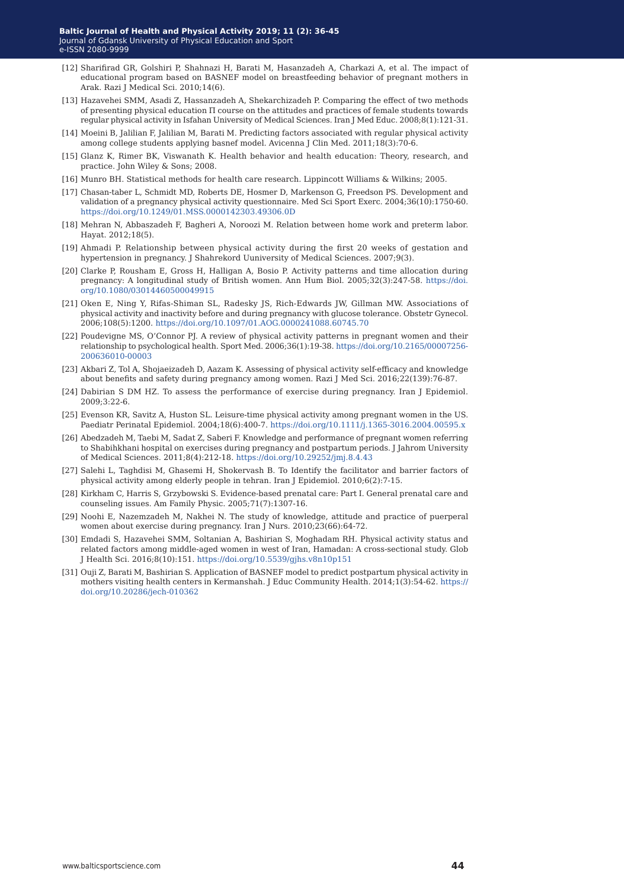[12] Sharifirad GR, Golshiri P, Shahnazi H, Barati M, Hasanzadeh A, Charkazi A, et al. The impact of educational program based on BASNEF model on breastfeeding behavior of pregnant mothers in Arak. Razi J Medical Sci. 2010;14(6).

[13] Hazavehei SMM, Asadi Z, Hassanzadeh A, Shekarchizadeh P. Comparing the effect of two methods of presenting physical education Π course on the attitudes and practices of female students towards regular physical activity in Isfahan University of Medical Sciences. Iran J Med Educ. 2008;8(1):121-31.

[14] Moeini B, Jalilian F, Jalilian M, Barati M. Predicting factors associated with regular physical activity among college students applying basnef model. Avicenna J Clin Med. 2011;18(3):70-6.

[15] Glanz K, Rimer BK, Viswanath K. Health behavior and health education: Theory, research, and practice. John Wiley & Sons; 2008.

[16] Munro BH. Statistical methods for health care research. Lippincott Williams & Wilkins; 2005.

[17] Chasan-taber L, Schmidt MD, Roberts DE, Hosmer D, Markenson G, Freedson PS. Development and validation of a pregnancy physical activity questionnaire. Med Sci Sport Exerc. 2004;36(10):1750-60. https://doi.org/10.1249/01.MSS.0000142303.49306.0D

[18] Mehran N, Abbaszadeh F, Bagheri A, Noroozi M. Relation between home work and preterm labor. Hayat. 2012;18(5).

[19] Ahmadi P. Relationship between physical activity during the first 20 weeks of gestation and hypertension in pregnancy. J Shahrekord Uuniversity of Medical Sciences. 2007;9(3).

[20] Clarke P, Rousham E, Gross H, Halligan A, Bosio P. Activity patterns and time allocation during pregnancy: A longitudinal study of British women. Ann Hum Biol. 2005;32(3):247-58. https://doi.org/10.1080/03014460500049915

[21] Oken E, Ning Y, Rifas-Shiman SL, Radesky JS, Rich-Edwards JW, Gillman MW. Associations of physical activity and inactivity before and during pregnancy with glucose tolerance. Obstetr Gynecol. 2006;108(5):1200. https://doi.org/10.1097/01.AOG.0000241088.60745.70

[22] Poudevigne MS, O'Connor PJ. A review of physical activity patterns in pregnant women and their relationship to psychological health. Sport Med. 2006;36(1):19-38. https://doi.org/10.2165/00007256-200636010-00003

[23] Akbari Z, Tol A, Shojaeizadeh D, Aazam K. Assessing of physical activity self-efficacy and knowledge about benefits and safety during pregnancy among women. Razi J Med Sci. 2016;22(139):76-87.

[24] Dabirian S DM HZ. To assess the performance of exercise during pregnancy. Iran J Epidemiol. 2009;3:22-6.

[25] Evenson KR, Savitz A, Huston SL. Leisure-time physical activity among pregnant women in the US. Paediatr Perinatal Epidemiol. 2004;18(6):400-7. https://doi.org/10.1111/j.1365-3016.2004.00595.x

[26] Abedzadeh M, Taebi M, Sadat Z, Saberi F. Knowledge and performance of pregnant women referring to Shabihkhani hospital on exercises during pregnancy and postpartum periods. J Jahrom University of Medical Sciences. 2011;8(4):212-18. https://doi.org/10.29252/jmj.8.4.43

[27] Salehi L, Taghdisi M, Ghasemi H, Shokervash B. To Identify the facilitator and barrier factors of physical activity among elderly people in tehran. Iran J Epidemiol. 2010;6(2):7-15.

[28] Kirkham C, Harris S, Grzybowski S. Evidence-based prenatal care: Part I. General prenatal care and counseling issues. Am Family Physic. 2005;71(7):1307-16.

[29] Noohi E, Nazemzadeh M, Nakhei N. The study of knowledge, attitude and practice of puerperal women about exercise during pregnancy. Iran J Nurs. 2010;23(66):64-72.

[30] Emdadi S, Hazavehei SMM, Soltanian A, Bashirian S, Moghadam RH. Physical activity status and related factors among middle-aged women in west of Iran, Hamadan: A cross-sectional study. Glob J Health Sci. 2016;8(10):151. https://doi.org/10.5539/gjhs.v8n10p151

[31] Ouji Z, Barati M, Bashirian S. Application of BASNEF model to predict postpartum physical activity in mothers visiting health centers in Kermanshah. J Educ Community Health. 2014;1(3):54-62. https://doi.org/10.20286/jech-010362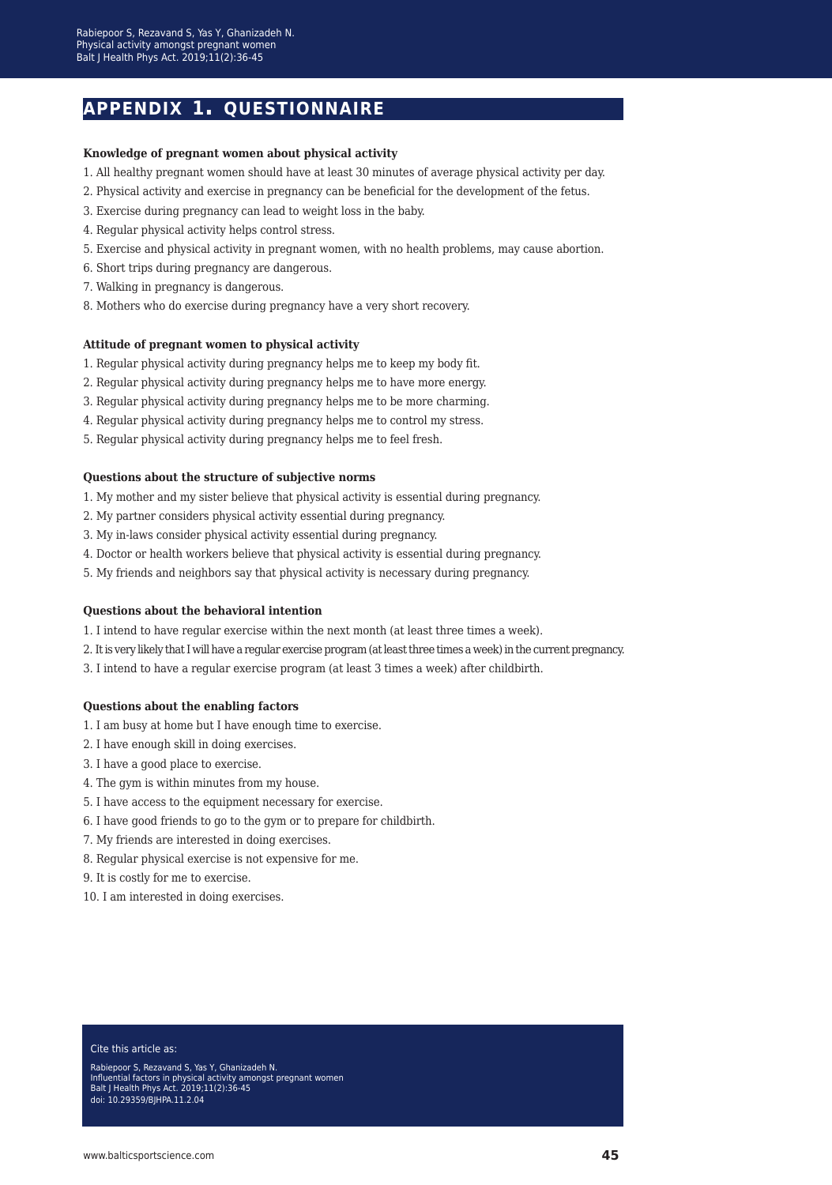# APPENDIX 1. QUESTIONNAIRE

**Knowledge of pregnant women about physical activity**

1. All healthy pregnant women should have at least 30 minutes of average physical activity per day.
2. Physical activity and exercise in pregnancy can be beneficial for the development of the fetus.
3. Exercise during pregnancy can lead to weight loss in the baby.
4. Regular physical activity helps control stress.
5. Exercise and physical activity in pregnant women, with no health problems, may cause abortion.
6. Short trips during pregnancy are dangerous.
7. Walking in pregnancy is dangerous.
8. Mothers who do exercise during pregnancy have a very short recovery.

**Attitude of pregnant women to physical activity**

1. Regular physical activity during pregnancy helps me to keep my body fit.
2. Regular physical activity during pregnancy helps me to have more energy.
3. Regular physical activity during pregnancy helps me to be more charming.
4. Regular physical activity during pregnancy helps me to control my stress.
5. Regular physical activity during pregnancy helps me to feel fresh.

**Questions about the structure of subjective norms**

1. My mother and my sister believe that physical activity is essential during pregnancy.
2. My partner considers physical activity essential during pregnancy.
3. My in-laws consider physical activity essential during pregnancy.
4. Doctor or health workers believe that physical activity is essential during pregnancy.
5. My friends and neighbors say that physical activity is necessary during pregnancy.

**Questions about the behavioral intention**

1. I intend to have regular exercise within the next month (at least three times a week).
2. It is very likely that I will have a regular exercise program (at least three times a week) in the current pregnancy.
3. I intend to have a regular exercise program (at least 3 times a week) after childbirth.

**Questions about the enabling factors**

1. I am busy at home but I have enough time to exercise.
2. I have enough skill in doing exercises.
3. I have a good place to exercise.
4. The gym is within minutes from my house.
5. I have access to the equipment necessary for exercise.
6. I have good friends to go to the gym or to prepare for childbirth.
7. My friends are interested in doing exercises.
8. Regular physical exercise is not expensive for me.
9. It is costly for me to exercise.
10. I am interested in doing exercises.

Cite this article as:

Rabiepoor S, Rezavand S, Yas Y, Ghanizadeh N.
Influential factors in physical activity amongst pregnant women
Balt J Health Phys Act. 2019;11(2):36-45
doi: 10.29359/BJHPA.11.2.04